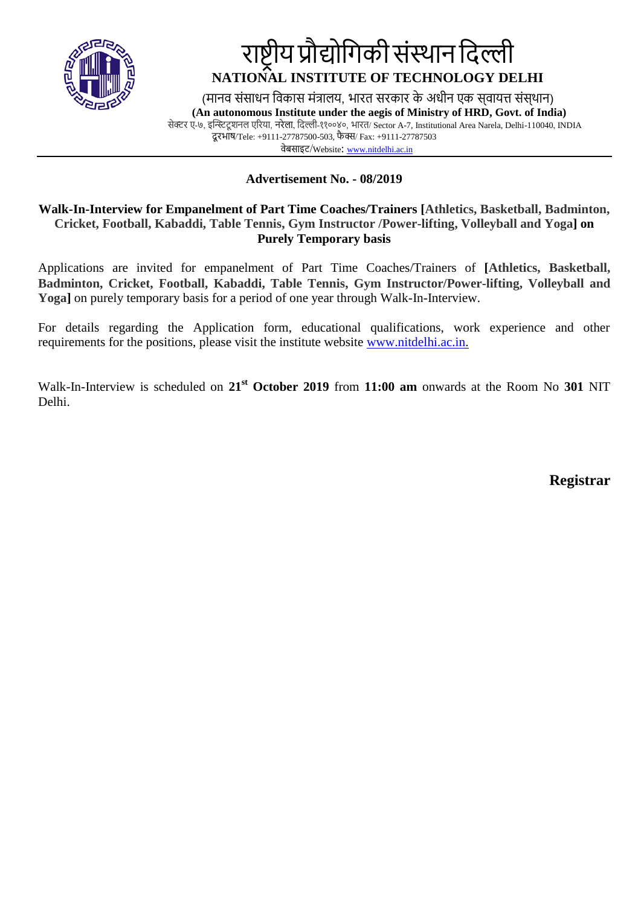# राष्ट्रीय प्रौद्योगिकी संस्थान दिल्ली

## NATIONAL INSTITUTE OF TECHNOLOGY DELHI

(मानव संसाधन विकास मंत्रालय, भारत सरकार के अधीन एक स्वायत्त संस्थान)

**(An autonomous Institute under the aegis of Ministry of HRD, Govt. of India)**

सेक्टर ए-७, इन्स्टिट्यूशनल एरिया, नरेला, दिल्ली-११००४०, भारत/ Sector A-7, Institutional Area Narela, Delhi-110040, INDIA

दूरभाष/Tele: +9111-27787500-503, फैक्स/ Fax: +9111-27787503

वेबसाइट/Website: www.nitdelhi.ac.in

---

**Advertisement No. - 08/2019**

**Walk-In-Interview for Empanelment of Part Time Coaches/Trainers [Athletics, Basketball, Badminton, Cricket, Football, Kabaddi, Table Tennis, Gym Instructor /Power-lifting, Volleyball and Yoga] on Purely Temporary basis**

Applications are invited for empanelment of Part Time Coaches/Trainers of **[Athletics, Basketball, Badminton, Cricket, Football, Kabaddi, Table Tennis, Gym Instructor/Power-lifting, Volleyball and Yoga]** on purely temporary basis for a period of one year through Walk-In-Interview.

For details regarding the Application form, educational qualifications, work experience and other requirements for the positions, please visit the institute website www.nitdelhi.ac.in.

Walk-In-Interview is scheduled on **21st October 2019** from **11:00 am** onwards at the Room No **301** NIT Delhi.

**Registrar**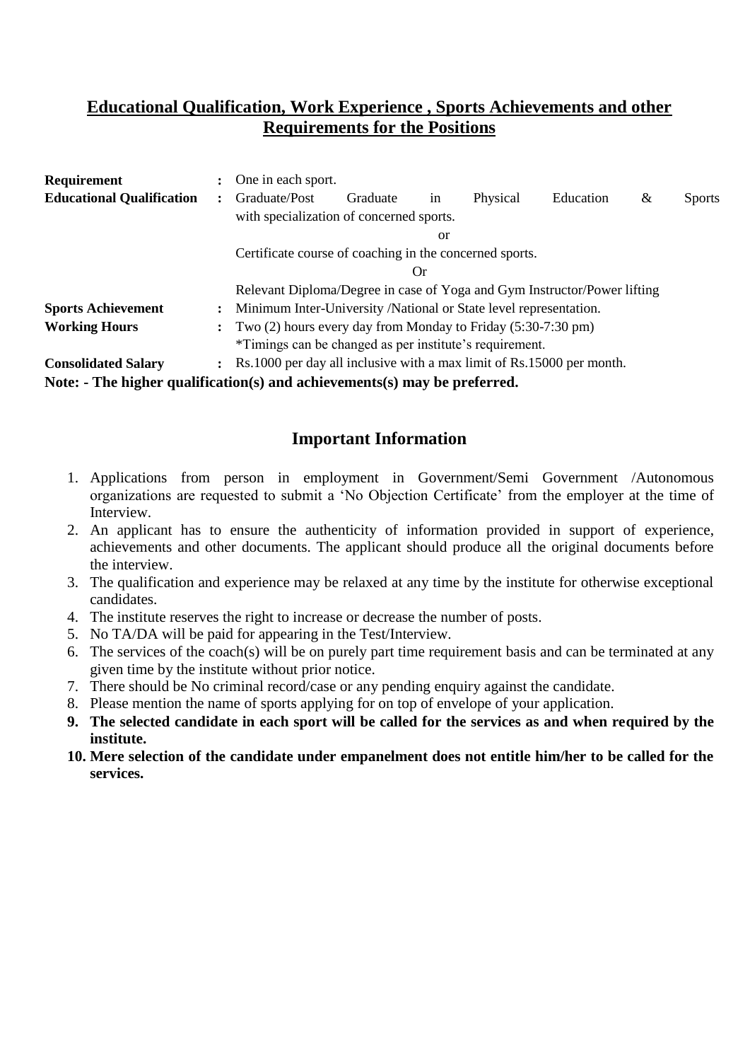## Educational Qualification, Work Experience , Sports Achievements and other Requirements for the Positions

| | | |
|---|---|---|
| **Requirement** | **:** | One in each sport. |
| **Educational Qualification** | **:** | Graduate/Post Graduate in Physical Education & Sports with specialization of concerned sports.<br>or<br>Certificate course of coaching in the concerned sports.<br>Or<br>Relevant Diploma/Degree in case of Yoga and Gym Instructor/Power lifting |
| **Sports Achievement** | **:** | Minimum Inter-University /National or State level representation. |
| **Working Hours** | **:** | Two (2) hours every day from Monday to Friday (5:30-7:30 pm)<br>*Timings can be changed as per institute's requirement. |
| **Consolidated Salary** | **:** | Rs.1000 per day all inclusive with a max limit of Rs.15000 per month. |

**Note: - The higher qualification(s) and achievements(s) may be preferred.**

## Important Information

1. Applications from person in employment in Government/Semi Government /Autonomous organizations are requested to submit a 'No Objection Certificate' from the employer at the time of Interview.
2. An applicant has to ensure the authenticity of information provided in support of experience, achievements and other documents. The applicant should produce all the original documents before the interview.
3. The qualification and experience may be relaxed at any time by the institute for otherwise exceptional candidates.
4. The institute reserves the right to increase or decrease the number of posts.
5. No TA/DA will be paid for appearing in the Test/Interview.
6. The services of the coach(s) will be on purely part time requirement basis and can be terminated at any given time by the institute without prior notice.
7. There should be No criminal record/case or any pending enquiry against the candidate.
8. Please mention the name of sports applying for on top of envelope of your application.
9. **The selected candidate in each sport will be called for the services as and when required by the institute.**
10. **Mere selection of the candidate under empanelment does not entitle him/her to be called for the services.**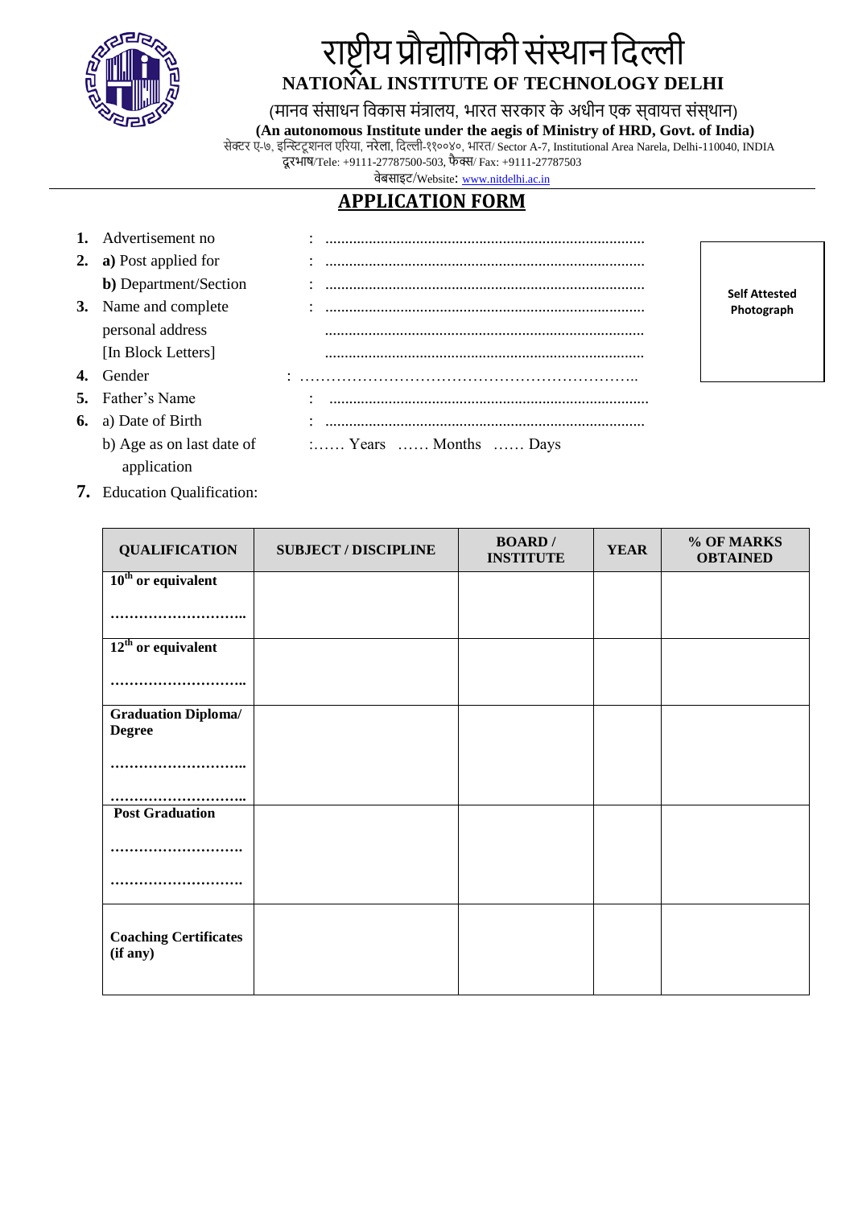# राष्ट्रीय प्रौद्योगिकी संस्थान दिल्ली

**NATIONAL INSTITUTE OF TECHNOLOGY DELHI**

(मानव संसाधन विकास मंत्रालय, भारत सरकार के अधीन एक स्वायत्त संस्थान)

**(An autonomous Institute under the aegis of Ministry of HRD, Govt. of India)**

सेक्टर ए-७, इन्स्टिटूशनल एरिया, नरेला, दिल्ली-११००४०, भारत/ Sector A-7, Institutional Area Narela, Delhi-110040, INDIA

दूरभाष/Tele: +9111-27787500-503, फैक्स/ Fax: +9111-27787503

वेबसाइट/Website: www.nitdelhi.ac.in

## APPLICATION FORM

**Self Attested Photograph**

1. Advertisement no : ...............................................................................
2. **a)** Post applied for : ...............................................................................
   **b)** Department/Section : ...............................................................................
3. Name and complete personal address [In Block Letters] : ...............................................................................
   ...............................................................................
   ...............................................................................
4. Gender : ……………………………………………………..
5. Father's Name : ...............................................................................
6. a) Date of Birth : ...............................................................................
   b) Age as on last date of application :…… Years …… Months …… Days
7. Education Qualification:

| QUALIFICATION | SUBJECT / DISCIPLINE | BOARD / INSTITUTE | YEAR | % OF MARKS OBTAINED |
|---|---|---|---|---|
| **10th or equivalent** ……………………….. | | | | |
| **12th or equivalent** ……………………….. | | | | |
| **Graduation Diploma/ Degree** ……………………….. ……………………….. | | | | |
| **Post Graduation** ………………………. ………………………. | | | | |
| **Coaching Certificates (if any)** | | | | |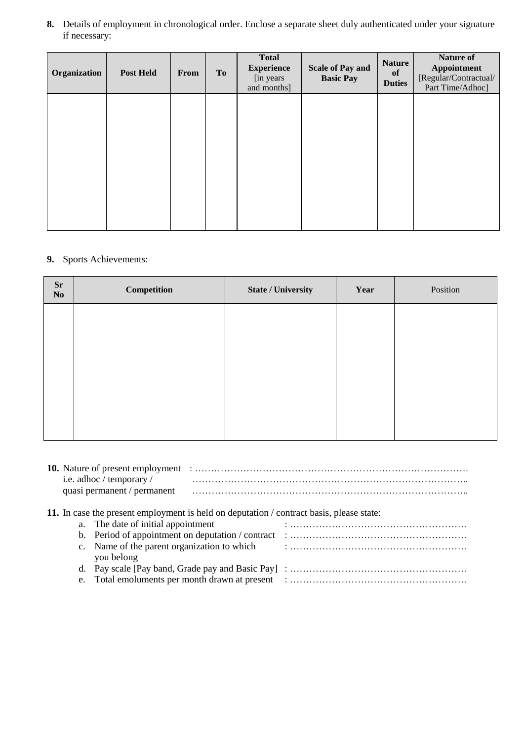**8.** Details of employment in chronological order. Enclose a separate sheet duly authenticated under your signature if necessary:

| **Organization** | **Post Held** | **From** | **To** | **Total Experience** [in years and months] | **Scale of Pay and Basic Pay** | **Nature of Duties** | **Nature of Appointment** [Regular/Contractual/ Part Time/Adhoc] |
|---|---|---|---|---|---|---|---|
| | | | | | | | |

**9.** Sports Achievements:

| **Sr No** | **Competition** | **State / University** | **Year** | Position |
|---|---|---|---|---|
| | | | | |

**10.** Nature of present employment i.e. adhoc / temporary / quasi permanent / permanent : …………………………………………………………………………….
…………………………………………………………………………..
…………………………………………………………………………..

**11.** In case the present employment is held on deputation / contract basis, please state:

a. The date of initial appointment : ……………………………………………….
b. Period of appointment on deputation / contract : ……………………………………………….
c. Name of the parent organization to which you belong : ……………………………………………….
d. Pay scale [Pay band, Grade pay and Basic Pay] : ……………………………………………….
e. Total emoluments per month drawn at present : ……………………………………………….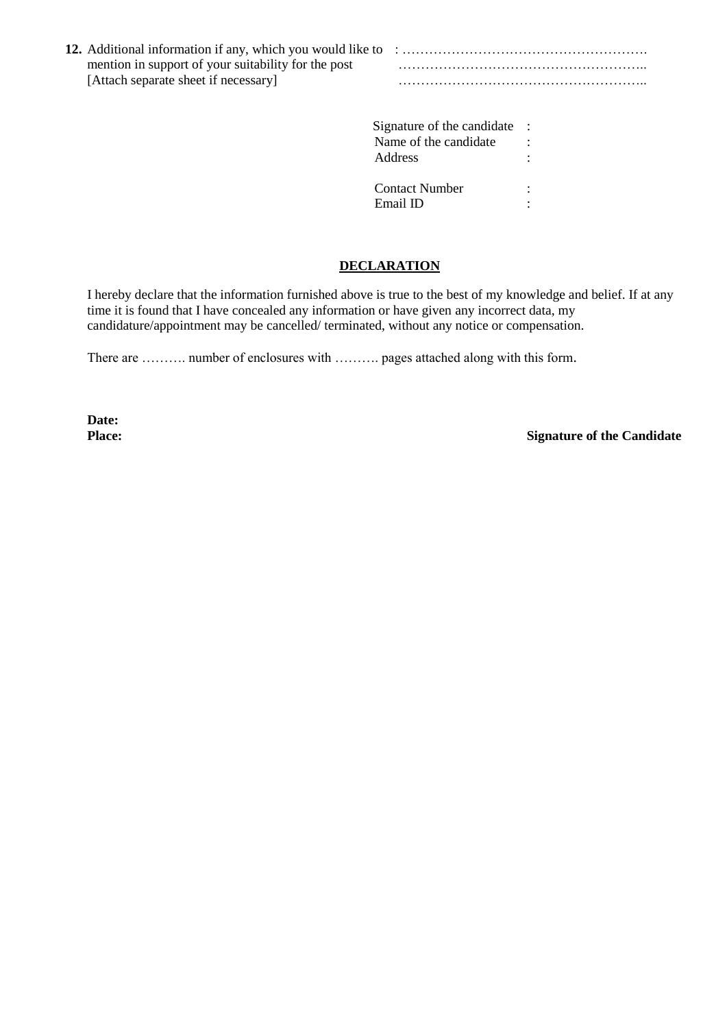**12.** Additional information if any, which you would like to mention in support of your suitability for the post [Attach separate sheet if necessary] : ……………………………………………….
………………………………………………..
………………………………………………..

Signature of the candidate :
Name of the candidate :
Address :

Contact Number :
Email ID :

## DECLARATION

I hereby declare that the information furnished above is true to the best of my knowledge and belief. If at any time it is found that I have concealed any information or have given any incorrect data, my candidature/appointment may be cancelled/ terminated, without any notice or compensation.

There are ………. number of enclosures with ………. pages attached along with this form.

**Date:**
**Place:**

**Signature of the Candidate**